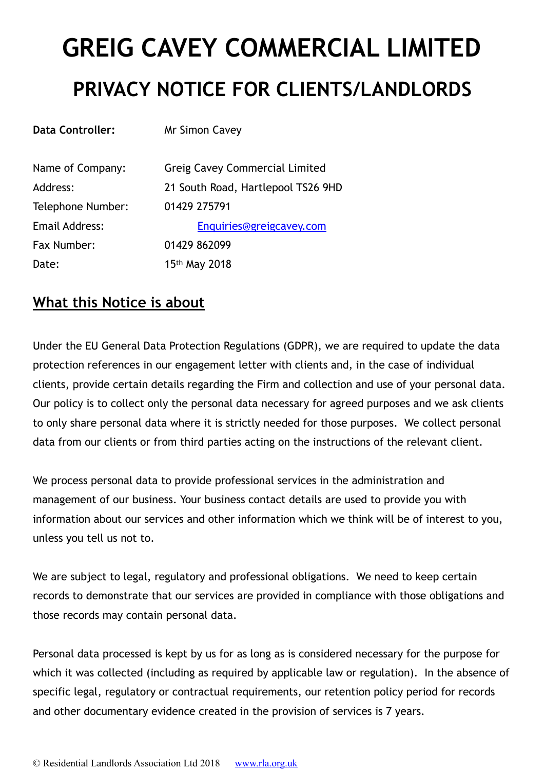# GREIG CAVEY COMMERCIAL LIMITED

## PRIVACY NOTICE FOR CLIENTS/LANDLORDS

**Data Controller:** Mr Simon Cavey

| | |
|---|---|
| Name of Company: | Greig Cavey Commercial Limited |
| Address: | 21 South Road, Hartlepool TS26 9HD |
| Telephone Number: | 01429 275791 |
| Email Address: | Enquiries@greigcavey.com |
| Fax Number: | 01429 862099 |
| Date: | 15th May 2018 |

## What this Notice is about

Under the EU General Data Protection Regulations (GDPR), we are required to update the data protection references in our engagement letter with clients and, in the case of individual clients, provide certain details regarding the Firm and collection and use of your personal data. Our policy is to collect only the personal data necessary for agreed purposes and we ask clients to only share personal data where it is strictly needed for those purposes. We collect personal data from our clients or from third parties acting on the instructions of the relevant client.

We process personal data to provide professional services in the administration and management of our business. Your business contact details are used to provide you with information about our services and other information which we think will be of interest to you, unless you tell us not to.

We are subject to legal, regulatory and professional obligations. We need to keep certain records to demonstrate that our services are provided in compliance with those obligations and those records may contain personal data.

Personal data processed is kept by us for as long as is considered necessary for the purpose for which it was collected (including as required by applicable law or regulation). In the absence of specific legal, regulatory or contractual requirements, our retention policy period for records and other documentary evidence created in the provision of services is 7 years.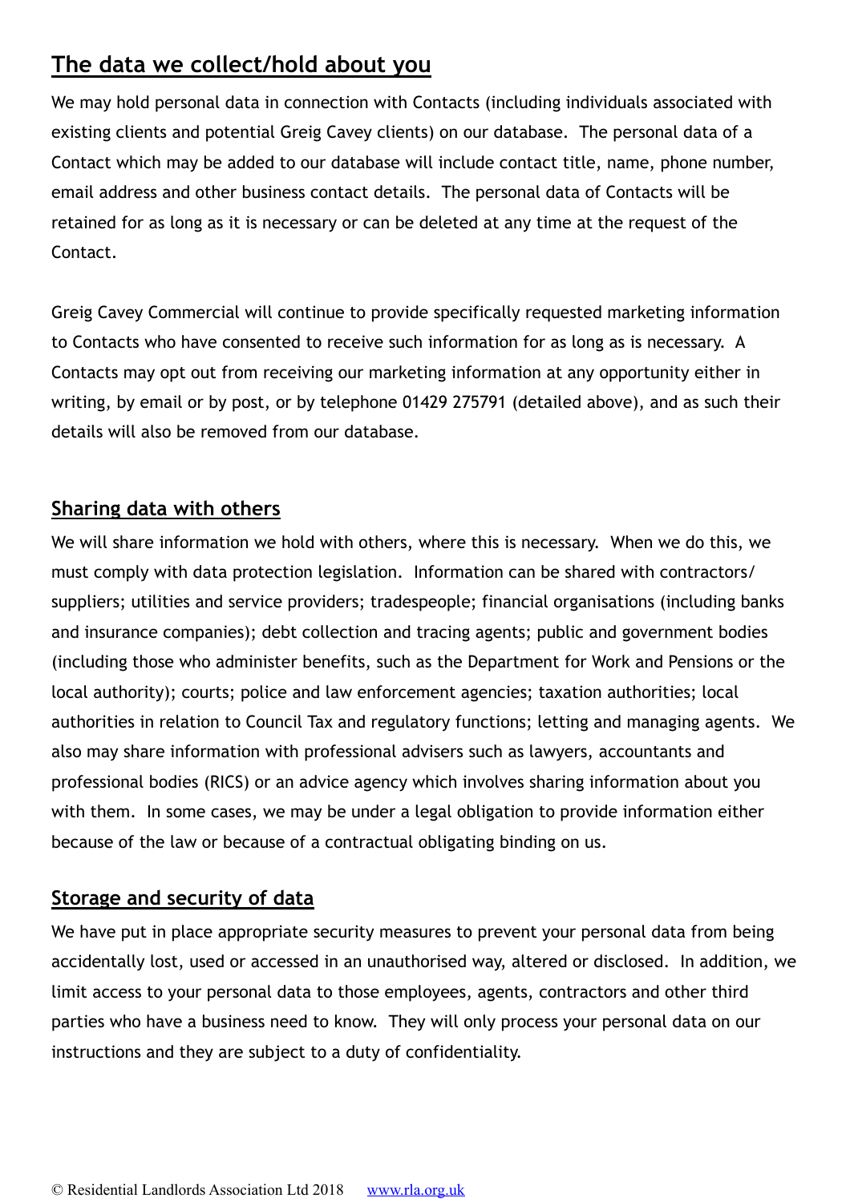## The data we collect/hold about you

We may hold personal data in connection with Contacts (including individuals associated with existing clients and potential Greig Cavey clients) on our database. The personal data of a Contact which may be added to our database will include contact title, name, phone number, email address and other business contact details. The personal data of Contacts will be retained for as long as it is necessary or can be deleted at any time at the request of the Contact.

Greig Cavey Commercial will continue to provide specifically requested marketing information to Contacts who have consented to receive such information for as long as is necessary. A Contacts may opt out from receiving our marketing information at any opportunity either in writing, by email or by post, or by telephone 01429 275791 (detailed above), and as such their details will also be removed from our database.

## Sharing data with others

We will share information we hold with others, where this is necessary. When we do this, we must comply with data protection legislation. Information can be shared with contractors/ suppliers; utilities and service providers; tradespeople; financial organisations (including banks and insurance companies); debt collection and tracing agents; public and government bodies (including those who administer benefits, such as the Department for Work and Pensions or the local authority); courts; police and law enforcement agencies; taxation authorities; local authorities in relation to Council Tax and regulatory functions; letting and managing agents. We also may share information with professional advisers such as lawyers, accountants and professional bodies (RICS) or an advice agency which involves sharing information about you with them. In some cases, we may be under a legal obligation to provide information either because of the law or because of a contractual obligating binding on us.

## Storage and security of data

We have put in place appropriate security measures to prevent your personal data from being accidentally lost, used or accessed in an unauthorised way, altered or disclosed. In addition, we limit access to your personal data to those employees, agents, contractors and other third parties who have a business need to know. They will only process your personal data on our instructions and they are subject to a duty of confidentiality.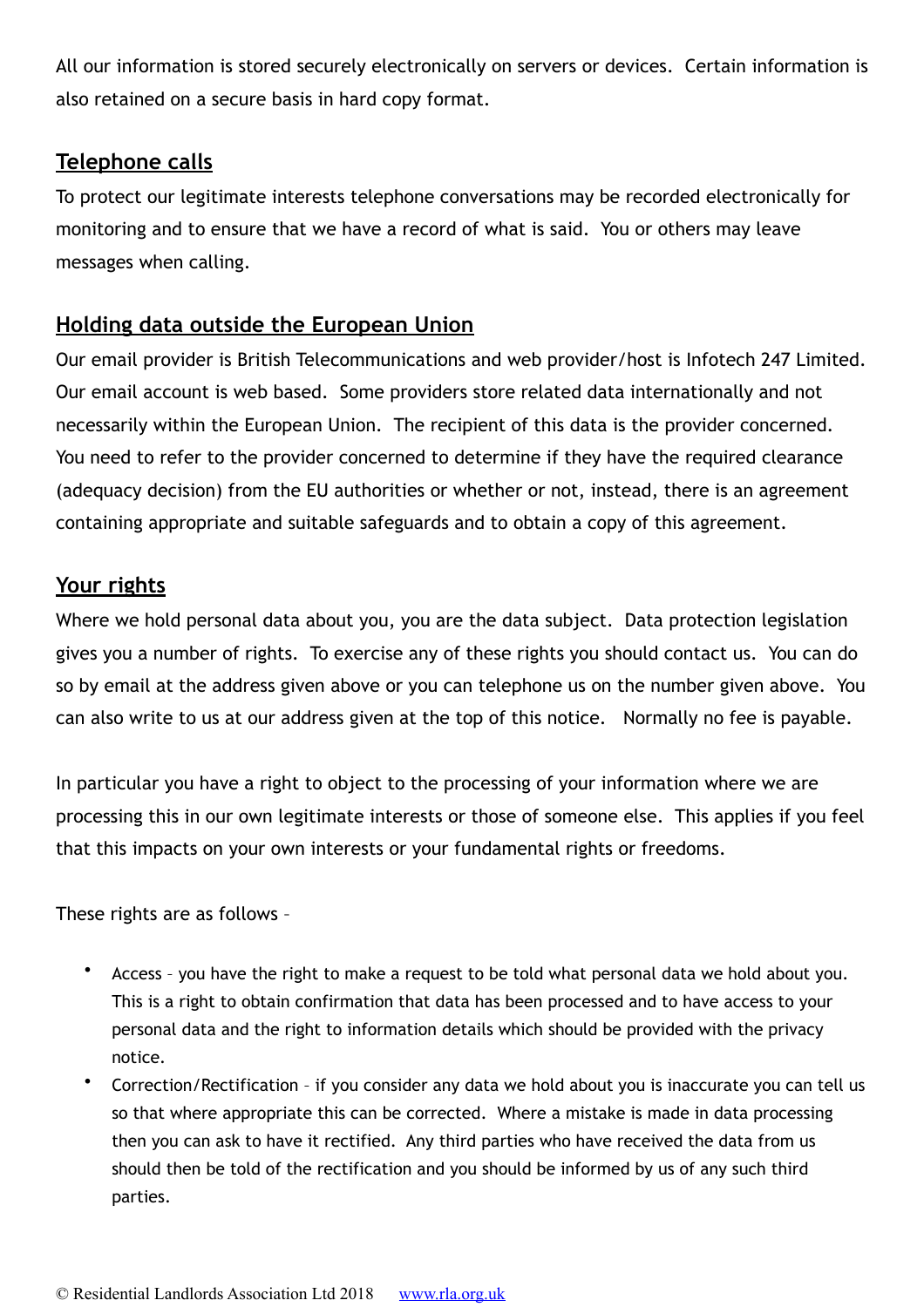All our information is stored securely electronically on servers or devices. Certain information is also retained on a secure basis in hard copy format.

## Telephone calls

To protect our legitimate interests telephone conversations may be recorded electronically for monitoring and to ensure that we have a record of what is said. You or others may leave messages when calling.

## Holding data outside the European Union

Our email provider is British Telecommunications and web provider/host is Infotech 247 Limited. Our email account is web based. Some providers store related data internationally and not necessarily within the European Union. The recipient of this data is the provider concerned. You need to refer to the provider concerned to determine if they have the required clearance (adequacy decision) from the EU authorities or whether or not, instead, there is an agreement containing appropriate and suitable safeguards and to obtain a copy of this agreement.

## Your rights

Where we hold personal data about you, you are the data subject. Data protection legislation gives you a number of rights. To exercise any of these rights you should contact us. You can do so by email at the address given above or you can telephone us on the number given above. You can also write to us at our address given at the top of this notice. Normally no fee is payable.

In particular you have a right to object to the processing of your information where we are processing this in our own legitimate interests or those of someone else. This applies if you feel that this impacts on your own interests or your fundamental rights or freedoms.

These rights are as follows –

- Access – you have the right to make a request to be told what personal data we hold about you. This is a right to obtain confirmation that data has been processed and to have access to your personal data and the right to information details which should be provided with the privacy notice.
- Correction/Rectification – if you consider any data we hold about you is inaccurate you can tell us so that where appropriate this can be corrected. Where a mistake is made in data processing then you can ask to have it rectified. Any third parties who have received the data from us should then be told of the rectification and you should be informed by us of any such third parties.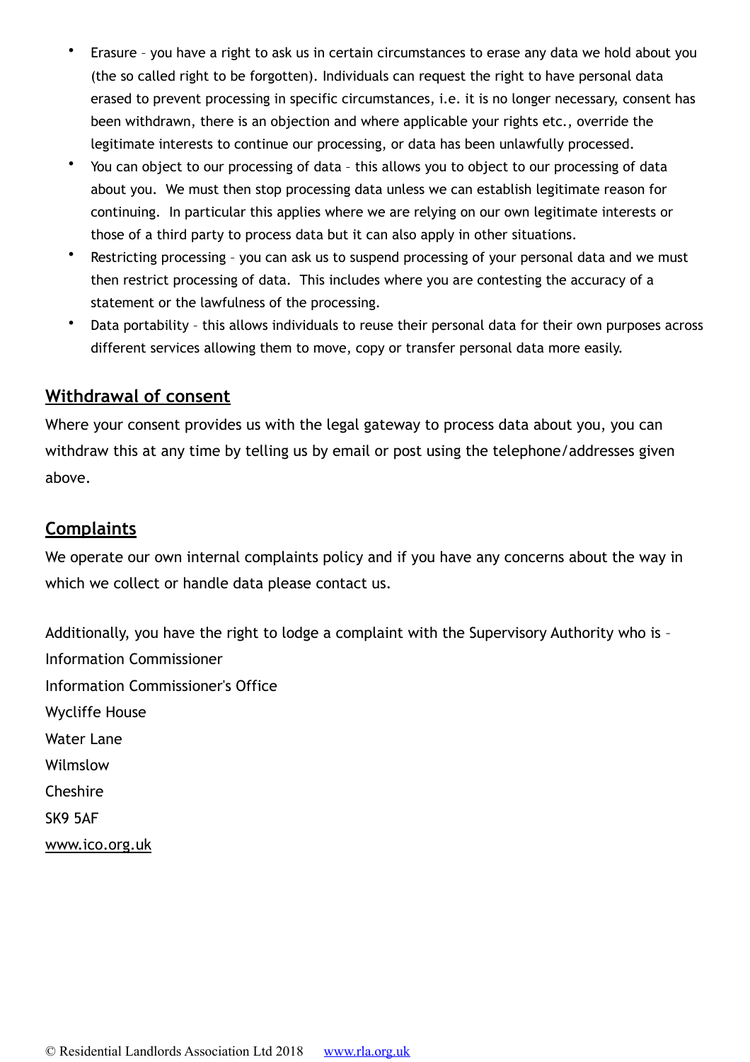- Erasure – you have a right to ask us in certain circumstances to erase any data we hold about you (the so called right to be forgotten). Individuals can request the right to have personal data erased to prevent processing in specific circumstances, i.e. it is no longer necessary, consent has been withdrawn, there is an objection and where applicable your rights etc., override the legitimate interests to continue our processing, or data has been unlawfully processed.
- You can object to our processing of data – this allows you to object to our processing of data about you. We must then stop processing data unless we can establish legitimate reason for continuing. In particular this applies where we are relying on our own legitimate interests or those of a third party to process data but it can also apply in other situations.
- Restricting processing – you can ask us to suspend processing of your personal data and we must then restrict processing of data. This includes where you are contesting the accuracy of a statement or the lawfulness of the processing.
- Data portability – this allows individuals to reuse their personal data for their own purposes across different services allowing them to move, copy or transfer personal data more easily.

## Withdrawal of consent

Where your consent provides us with the legal gateway to process data about you, you can withdraw this at any time by telling us by email or post using the telephone/addresses given above.

## Complaints

We operate our own internal complaints policy and if you have any concerns about the way in which we collect or handle data please contact us.

Additionally, you have the right to lodge a complaint with the Supervisory Authority who is –
Information Commissioner
Information Commissioner's Office
Wycliffe House
Water Lane
Wilmslow
Cheshire
SK9 5AF
www.ico.org.uk

© Residential Landlords Association Ltd 2018 www.rla.org.uk